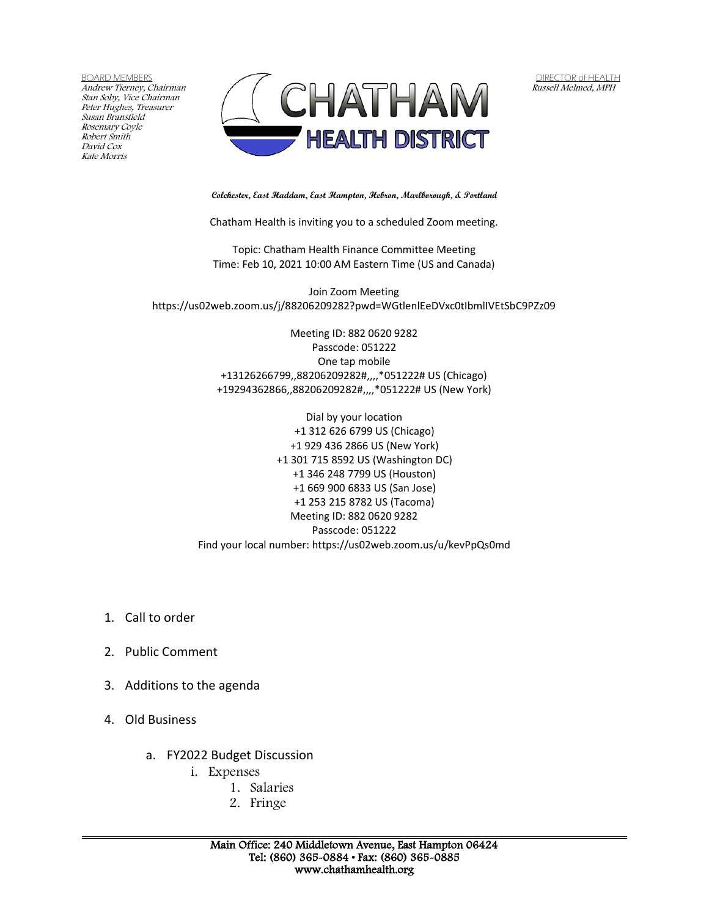BOARD MEMBERS
*Andrew Tierney, Chairman*
*Stan Soby, Vice Chairman*
*Peter Hughes, Treasurer*
*Susan Bransfield*
*Rosemary Coyle*
*Robert Smith*
*David Cox*
*Kate Morris*

# CHATHAM HEALTH DISTRICT

DIRECTOR of HEALTH
*Russell Melmed, MPH*

**Colchester, East Haddam, East Hampton, Hebron, Marlborough, & Portland**

Chatham Health is inviting you to a scheduled Zoom meeting.

Topic: Chatham Health Finance Committee Meeting
Time: Feb 10, 2021 10:00 AM Eastern Time (US and Canada)

Join Zoom Meeting
https://us02web.zoom.us/j/88206209282?pwd=WGtlenlEeDVxc0tIbmlIVEtSbC9PZz09

Meeting ID: 882 0620 9282
Passcode: 051222
One tap mobile
+13126266799,,88206209282#,,,,*051222# US (Chicago)
+19294362866,,88206209282#,,,,*051222# US (New York)

Dial by your location
+1 312 626 6799 US (Chicago)
+1 929 436 2866 US (New York)
+1 301 715 8592 US (Washington DC)
+1 346 248 7799 US (Houston)
+1 669 900 6833 US (San Jose)
+1 253 215 8782 US (Tacoma)
Meeting ID: 882 0620 9282
Passcode: 051222
Find your local number: https://us02web.zoom.us/u/kevPpQs0md

1. Call to order
2. Public Comment
3. Additions to the agenda
4. Old Business
    a. FY2022 Budget Discussion
        i. Expenses
            1. Salaries
            2. Fringe

Main Office: 240 Middletown Avenue, East Hampton 06424
Tel: (860) 365-0884 • Fax: (860) 365-0885
www.chathamhealth.org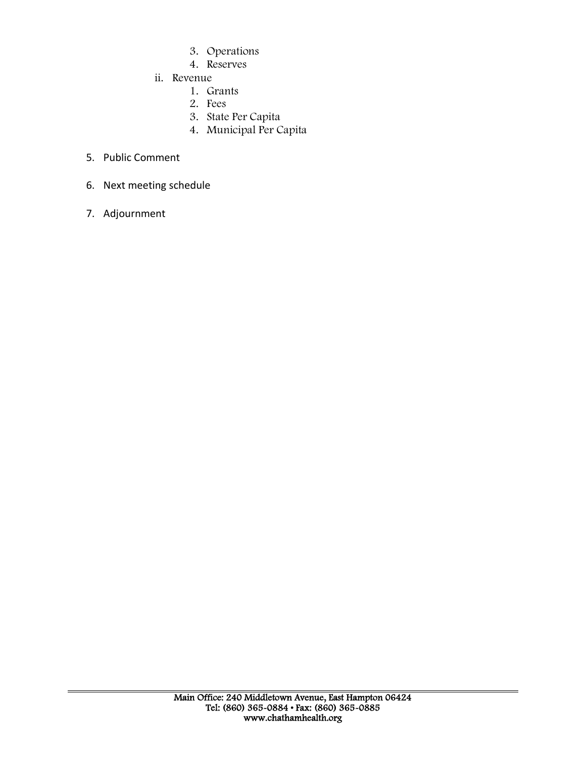3. Operations
        4. Reserves
    ii. Revenue
        1. Grants
        2. Fees
        3. State Per Capita
        4. Municipal Per Capita

5. Public Comment

6. Next meeting schedule

7. Adjournment

Main Office: 240 Middletown Avenue, East Hampton 06424
Tel: (860) 365-0884 • Fax: (860) 365-0885
www.chathamhealth.org